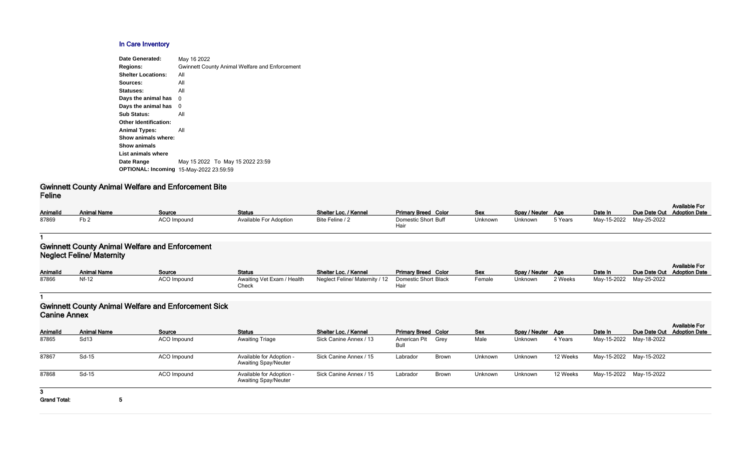## In Care Inventory

| | |
|---|---|
| **Date Generated:** | May 16 2022 |
| **Regions:** | Gwinnett County Animal Welfare and Enforcement |
| **Shelter Locations:** | All |
| **Sources:** | All |
| **Statuses:** | All |
| **Days the animal has** | 0 |
| **Days the animal has** | 0 |
| **Sub Status:** | All |
| **Other Identification:** | |
| **Animal Types:** | All |
| **Show animals where:** | |
| **Show animals** | |
| **List animals where** | |
| **Date Range** | May 15 2022 To May 15 2022 23:59 |
| **OPTIONAL: Incoming** | 15-May-2022 23:59:59 |

### Gwinnett County Animal Welfare and Enforcement Bite Feline

| AnimalId | Animal Name | Source | Status | Shelter Loc. / Kennel | Primary Breed | Color | Sex | Spay / Neuter | Age | Date In | Due Date Out | Available For Adoption Date |
|---|---|---|---|---|---|---|---|---|---|---|---|---|
| 87869 | Fb 2 | ACO Impound | Available For Adoption | Bite Feline / 2 | Domestic Short Hair | Buff | Unknown | Unknown | 5 Years | May-15-2022 | May-25-2022 | |

1

### Gwinnett County Animal Welfare and Enforcement Neglect Feline/ Maternity

| AnimalId | Animal Name | Source | Status | Shelter Loc. / Kennel | Primary Breed | Color | Sex | Spay / Neuter | Age | Date In | Due Date Out | Available For Adoption Date |
|---|---|---|---|---|---|---|---|---|---|---|---|---|
| 87866 | Nf-12 | ACO Impound | Awaiting Vet Exam / Health Check | Neglect Feline/ Maternity / 12 | Domestic Short Hair | Black | Female | Unknown | 2 Weeks | May-15-2022 | May-25-2022 | |

1

### Gwinnett County Animal Welfare and Enforcement Sick Canine Annex

| AnimalId | Animal Name | Source | Status | Shelter Loc. / Kennel | Primary Breed | Color | Sex | Spay / Neuter | Age | Date In | Due Date Out | Available For Adoption Date |
|---|---|---|---|---|---|---|---|---|---|---|---|---|
| 87865 | Sd13 | ACO Impound | Awaiting Triage | Sick Canine Annex / 13 | American Pit Bull | Grey | Male | Unknown | 4 Years | May-15-2022 | May-18-2022 | |
| 87867 | Sd-15 | ACO Impound | Available for Adoption - Awaiting Spay/Neuter | Sick Canine Annex / 15 | Labrador | Brown | Unknown | Unknown | 12 Weeks | May-15-2022 | May-15-2022 | |
| 87868 | Sd-15 | ACO Impound | Available for Adoption - Awaiting Spay/Neuter | Sick Canine Annex / 15 | Labrador | Brown | Unknown | Unknown | 12 Weeks | May-15-2022 | May-15-2022 | |

3

**Grand Total:** 5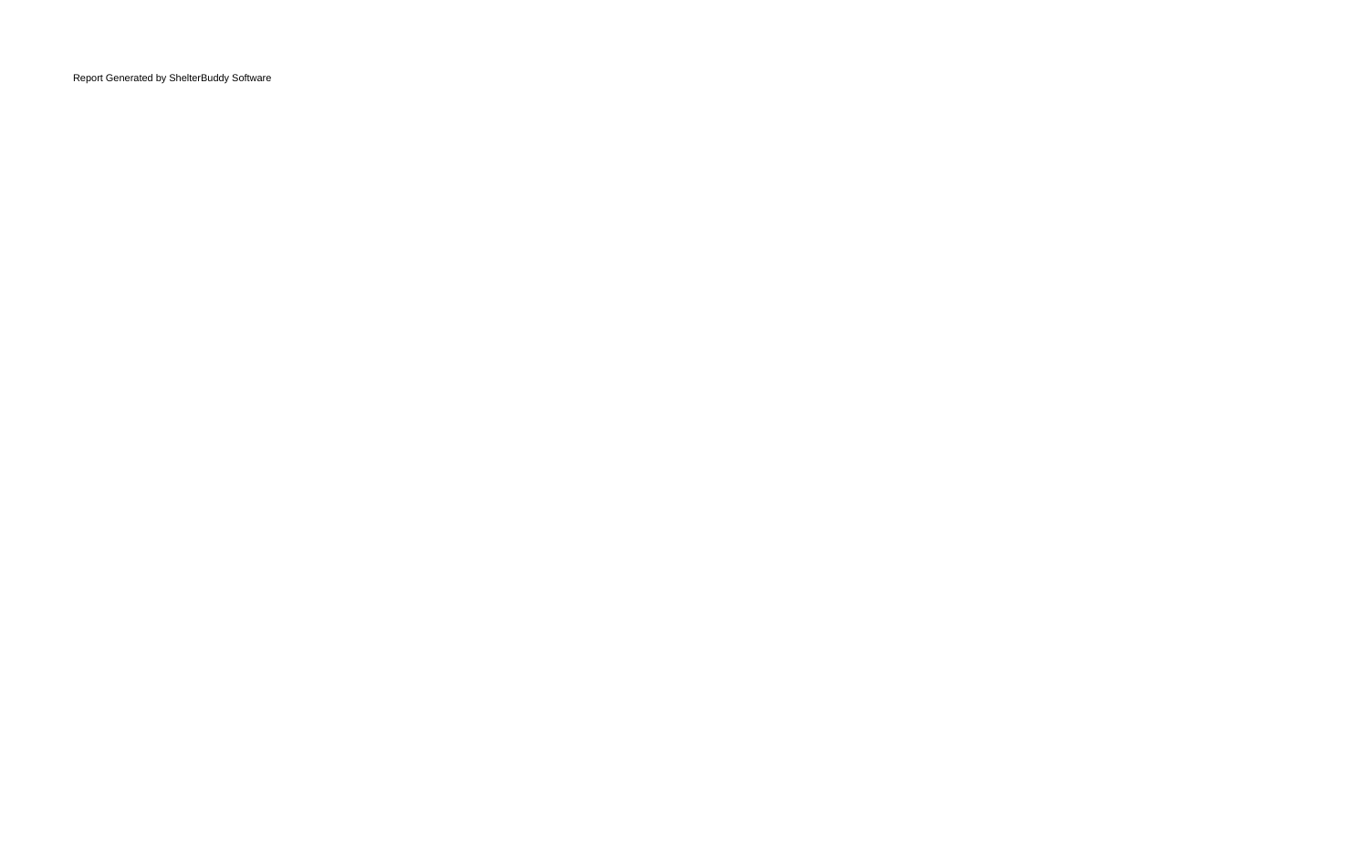Report Generated by ShelterBuddy Software